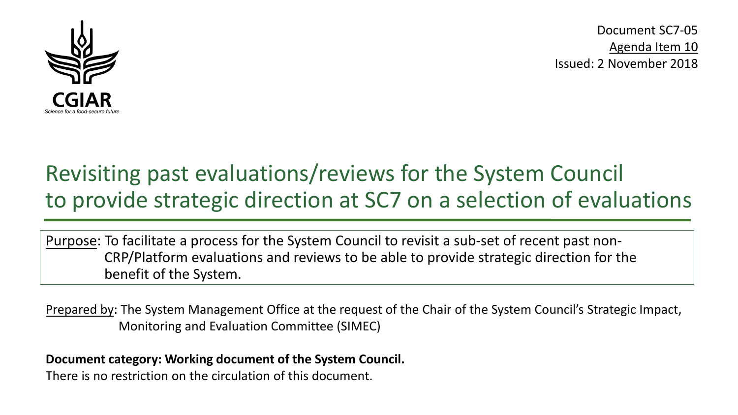CGIAR

*Science for a food-secure future*

Document SC7-05

Agenda Item 10

Issued: 2 November 2018

# Revisiting past evaluations/reviews for the System Council to provide strategic direction at SC7 on a selection of evaluations

Purpose: To facilitate a process for the System Council to revisit a sub-set of recent past non-CRP/Platform evaluations and reviews to be able to provide strategic direction for the benefit of the System.

Prepared by: The System Management Office at the request of the Chair of the System Council's Strategic Impact, Monitoring and Evaluation Committee (SIMEC)

**Document category: Working document of the System Council.**

There is no restriction on the circulation of this document.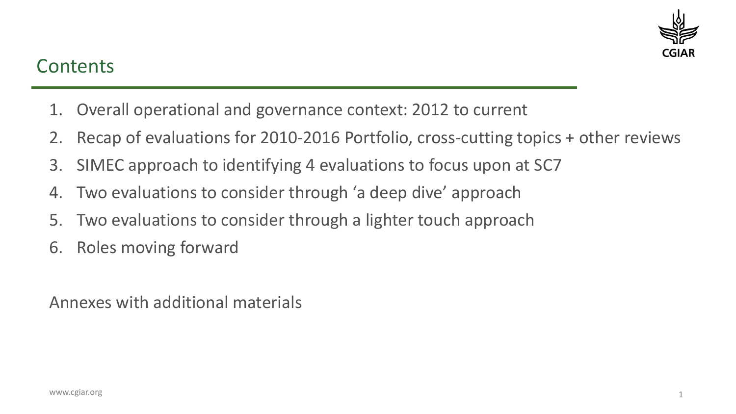## Contents

1. Overall operational and governance context: 2012 to current
2. Recap of evaluations for 2010-2016 Portfolio, cross-cutting topics + other reviews
3. SIMEC approach to identifying 4 evaluations to focus upon at SC7
4. Two evaluations to consider through 'a deep dive' approach
5. Two evaluations to consider through a lighter touch approach
6. Roles moving forward

Annexes with additional materials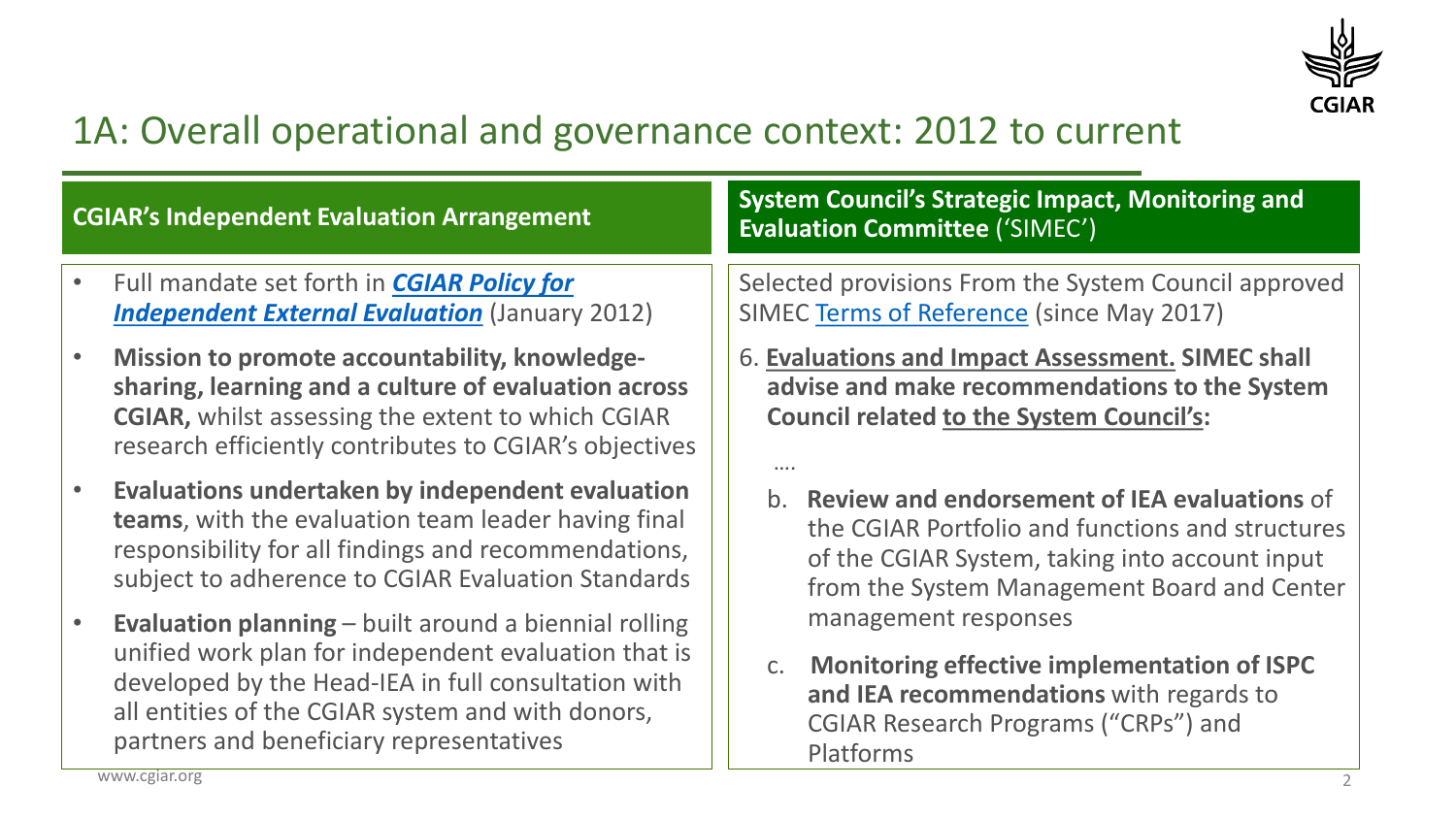# 1A: Overall operational and governance context: 2012 to current

## CGIAR's Independent Evaluation Arrangement

- Full mandate set forth in ***CGIAR Policy for Independent External Evaluation*** (January 2012)
- **Mission to promote accountability, knowledge-sharing, learning and a culture of evaluation across CGIAR,** whilst assessing the extent to which CGIAR research efficiently contributes to CGIAR's objectives
- **Evaluations undertaken by independent evaluation teams**, with the evaluation team leader having final responsibility for all findings and recommendations, subject to adherence to CGIAR Evaluation Standards
- **Evaluation planning** – built around a biennial rolling unified work plan for independent evaluation that is developed by the Head-IEA in full consultation with all entities of the CGIAR system and with donors, partners and beneficiary representatives

## System Council's Strategic Impact, Monitoring and Evaluation Committee ('SIMEC')

Selected provisions From the System Council approved SIMEC Terms of Reference (since May 2017)

6. **Evaluations and Impact Assessment. SIMEC shall advise and make recommendations to the System Council related to the System Council's:**

   ….

   b. **Review and endorsement of IEA evaluations** of the CGIAR Portfolio and functions and structures of the CGIAR System, taking into account input from the System Management Board and Center management responses

   c. **Monitoring effective implementation of ISPC and IEA recommendations** with regards to CGIAR Research Programs ("CRPs") and Platforms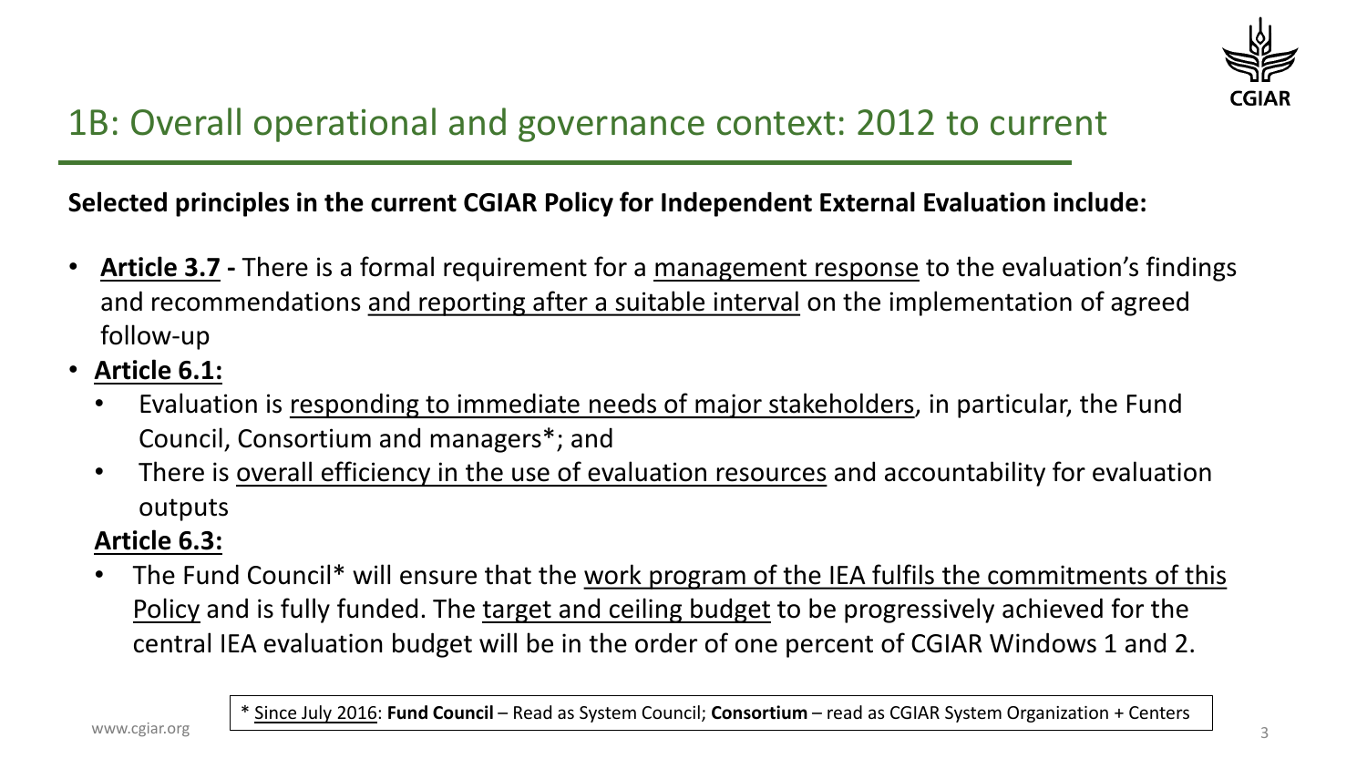# 1B: Overall operational and governance context: 2012 to current

**Selected principles in the current CGIAR Policy for Independent External Evaluation include:**

- **Article 3.7 -** There is a formal requirement for a management response to the evaluation's findings and recommendations and reporting after a suitable interval on the implementation of agreed follow-up
- **Article 6.1:**
  - Evaluation is responding to immediate needs of major stakeholders, in particular, the Fund Council, Consortium and managers*; and
  - There is overall efficiency in the use of evaluation resources and accountability for evaluation outputs

  **Article 6.3:**
  - The Fund Council* will ensure that the work program of the IEA fulfils the commitments of this Policy and is fully funded. The target and ceiling budget to be progressively achieved for the central IEA evaluation budget will be in the order of one percent of CGIAR Windows 1 and 2.

\* Since July 2016: **Fund Council** – Read as System Council; **Consortium** – read as CGIAR System Organization + Centers

www.cgiar.org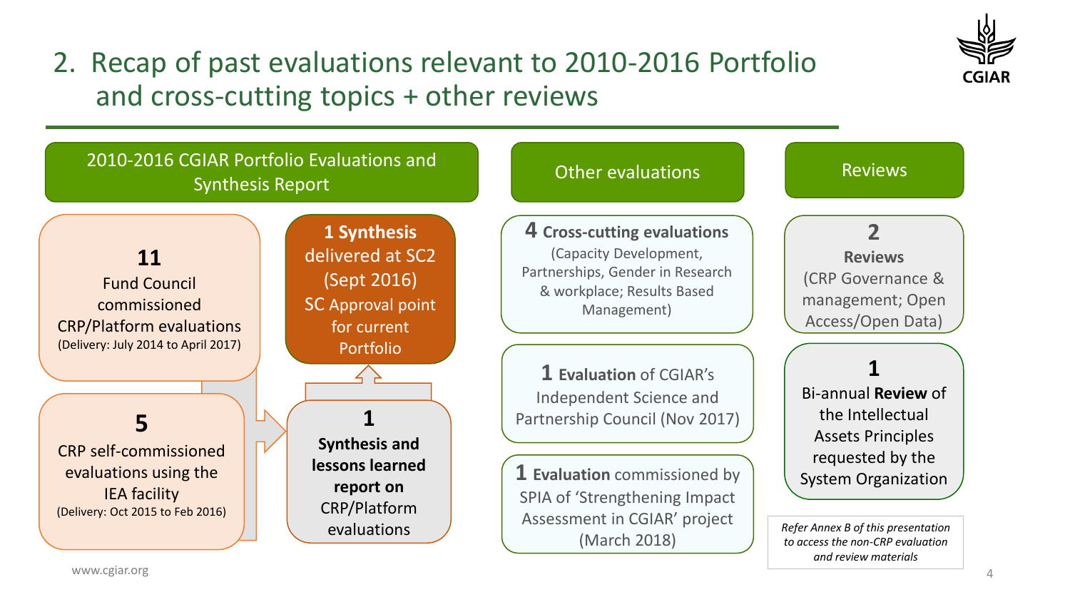## 2. Recap of past evaluations relevant to 2010-2016 Portfolio and cross-cutting topics + other reviews

### 2010-2016 CGIAR Portfolio Evaluations and Synthesis Report

**11**
Fund Council commissioned CRP/Platform evaluations
(Delivery: July 2014 to April 2017)

**5**
CRP self-commissioned evaluations using the IEA facility
(Delivery: Oct 2015 to Feb 2016)

**1**
**Synthesis and lessons learned report** on CRP/Platform evaluations

**1 Synthesis** delivered at SC2 (Sept 2016)
SC Approval point for current Portfolio

### Other evaluations

**4 Cross-cutting evaluations**
(Capacity Development, Partnerships, Gender in Research & workplace; Results Based Management)

**1 Evaluation** of CGIAR's Independent Science and Partnership Council (Nov 2017)

**1 Evaluation** commissioned by SPIA of 'Strengthening Impact Assessment in CGIAR' project (March 2018)

### Reviews

**2**
**Reviews**
(CRP Governance & management; Open Access/Open Data)

**1**
Bi-annual **Review** of the Intellectual Assets Principles requested by the System Organization

*Refer Annex B of this presentation to access the non-CRP evaluation and review materials*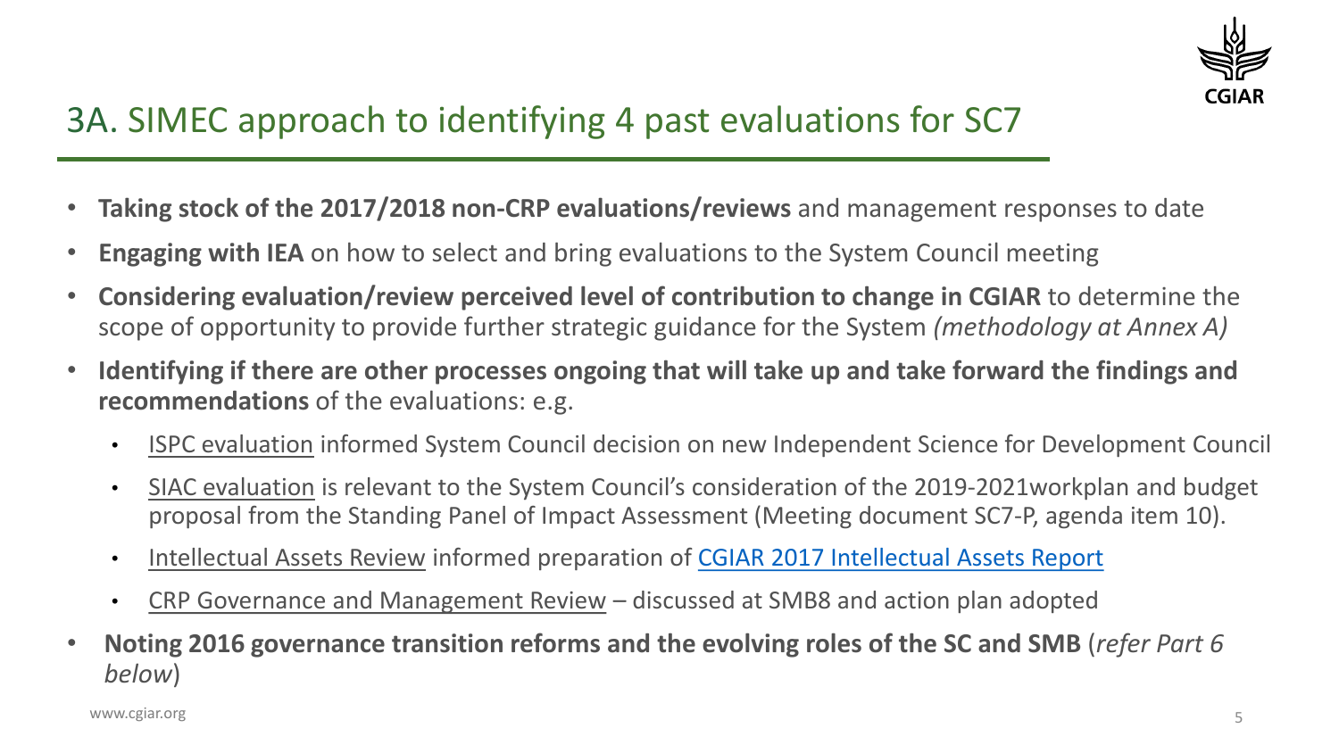# 3A. SIMEC approach to identifying 4 past evaluations for SC7

- **Taking stock of the 2017/2018 non-CRP evaluations/reviews** and management responses to date
- **Engaging with IEA** on how to select and bring evaluations to the System Council meeting
- **Considering evaluation/review perceived level of contribution to change in CGIAR** to determine the scope of opportunity to provide further strategic guidance for the System *(methodology at Annex A)*
- **Identifying if there are other processes ongoing that will take up and take forward the findings and recommendations** of the evaluations: e.g.
  - ISPC evaluation informed System Council decision on new Independent Science for Development Council
  - SIAC evaluation is relevant to the System Council's consideration of the 2019-2021workplan and budget proposal from the Standing Panel of Impact Assessment (Meeting document SC7-P, agenda item 10).
  - Intellectual Assets Review informed preparation of CGIAR 2017 Intellectual Assets Report
  - CRP Governance and Management Review – discussed at SMB8 and action plan adopted
- **Noting 2016 governance transition reforms and the evolving roles of the SC and SMB** (*refer Part 6 below*)

www.cgiar.org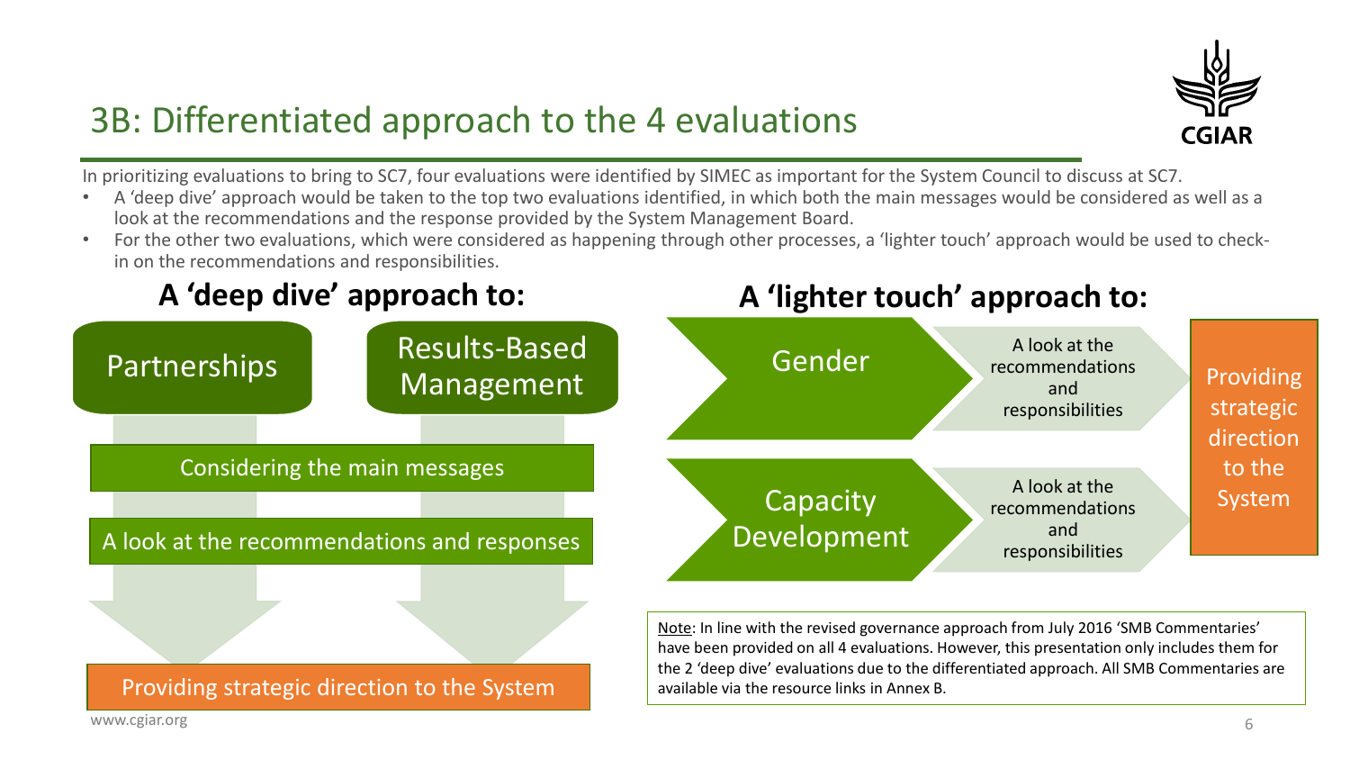# 3B: Differentiated approach to the 4 evaluations

In prioritizing evaluations to bring to SC7, four evaluations were identified by SIMEC as important for the System Council to discuss at SC7.

- A 'deep dive' approach would be taken to the top two evaluations identified, in which both the main messages would be considered as well as a look at the recommendations and the response provided by the System Management Board.
- For the other two evaluations, which were considered as happening through other processes, a 'lighter touch' approach would be used to check-in on the recommendations and responsibilities.

## A 'deep dive' approach to:

Partnerships

Results-Based Management

Considering the main messages

A look at the recommendations and responses

Providing strategic direction to the System

## A 'lighter touch' approach to:

Gender

A look at the recommendations and responsibilities

Capacity Development

A look at the recommendations and responsibilities

Providing strategic direction to the System

Note: In line with the revised governance approach from July 2016 'SMB Commentaries' have been provided on all 4 evaluations. However, this presentation only includes them for the 2 'deep dive' evaluations due to the differentiated approach. All SMB Commentaries are available via the resource links in Annex B.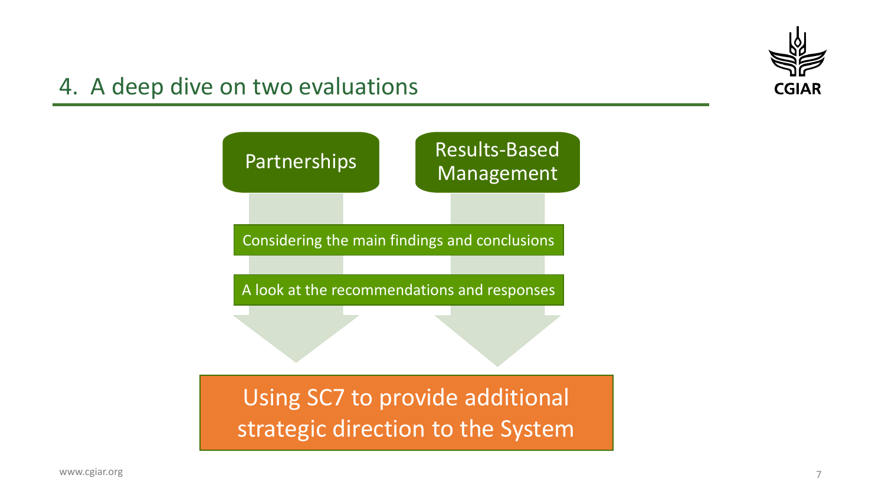## 4. A deep dive on two evaluations

Partnerships

Results-Based Management

Considering the main findings and conclusions

A look at the recommendations and responses

Using SC7 to provide additional strategic direction to the System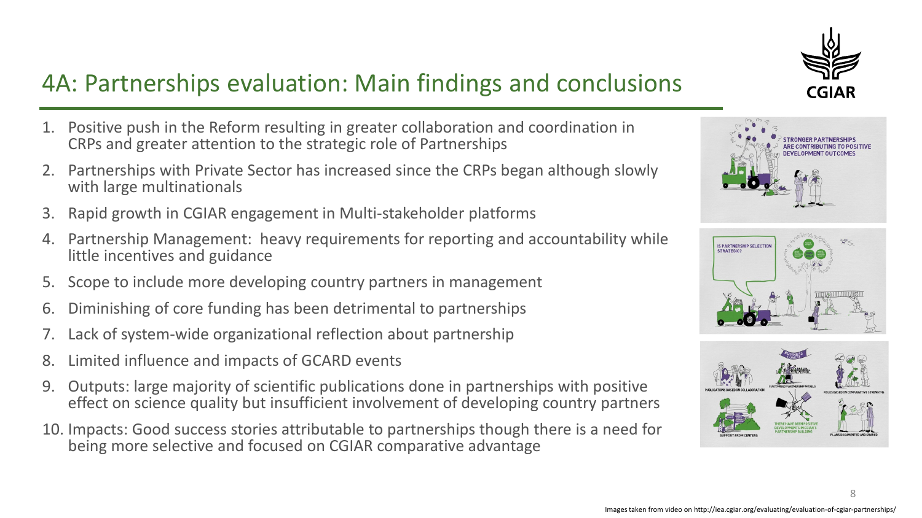## 4A: Partnerships evaluation: Main findings and conclusions

1. Positive push in the Reform resulting in greater collaboration and coordination in CRPs and greater attention to the strategic role of Partnerships
2. Partnerships with Private Sector has increased since the CRPs began although slowly with large multinationals
3. Rapid growth in CGIAR engagement in Multi-stakeholder platforms
4. Partnership Management: heavy requirements for reporting and accountability while little incentives and guidance
5. Scope to include more developing country partners in management
6. Diminishing of core funding has been detrimental to partnerships
7. Lack of system-wide organizational reflection about partnership
8. Limited influence and impacts of GCARD events
9. Outputs: large majority of scientific publications done in partnerships with positive effect on science quality but insufficient involvement of developing country partners
10. Impacts: Good success stories attributable to partnerships though there is a need for being more selective and focused on CGIAR comparative advantage

Images taken from video on http://iea.cgiar.org/evaluating/evaluation-of-cgiar-partnerships/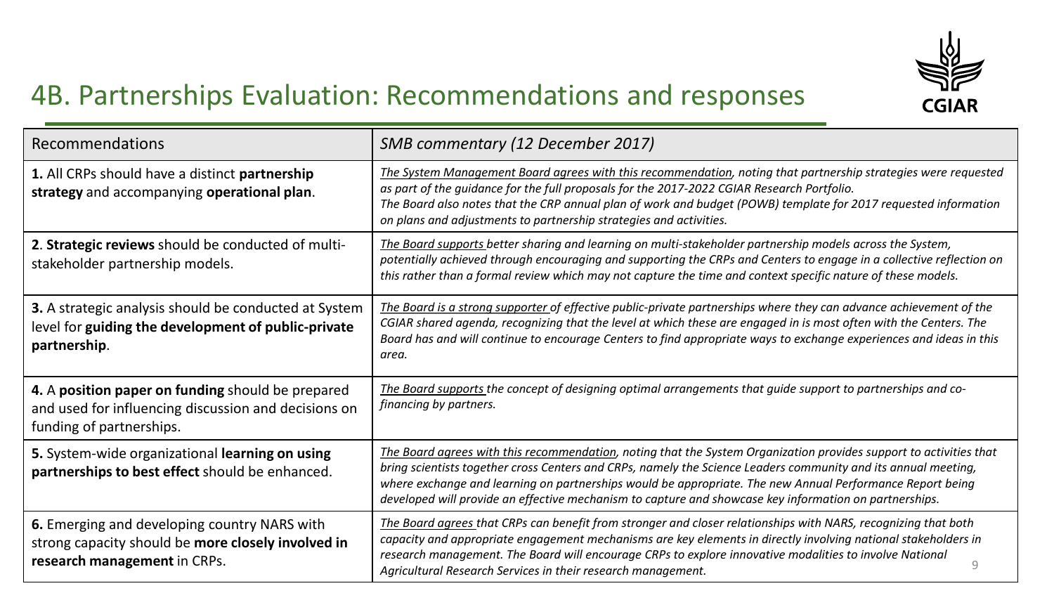# 4B. Partnerships Evaluation: Recommendations and responses

| Recommendations | *SMB commentary (12 December 2017)* |
| --- | --- |
| **1.** All CRPs should have a distinct **partnership strategy** and accompanying **operational plan**. | *The System Management Board agrees with this recommendation, noting that partnership strategies were requested as part of the guidance for the full proposals for the 2017-2022 CGIAR Research Portfolio. The Board also notes that the CRP annual plan of work and budget (POWB) template for 2017 requested information on plans and adjustments to partnership strategies and activities.* |
| **2**. **Strategic reviews** should be conducted of multi-stakeholder partnership models. | *The Board supports better sharing and learning on multi-stakeholder partnership models across the System, potentially achieved through encouraging and supporting the CRPs and Centers to engage in a collective reflection on this rather than a formal review which may not capture the time and context specific nature of these models.* |
| **3.** A strategic analysis should be conducted at System level for **guiding the development of public-private partnership**. | *The Board is a strong supporter of effective public-private partnerships where they can advance achievement of the CGIAR shared agenda, recognizing that the level at which these are engaged in is most often with the Centers. The Board has and will continue to encourage Centers to find appropriate ways to exchange experiences and ideas in this area.* |
| **4.** A **position paper on funding** should be prepared and used for influencing discussion and decisions on funding of partnerships. | *The Board supports the concept of designing optimal arrangements that guide support to partnerships and co-financing by partners.* |
| **5.** System-wide organizational **learning on using partnerships to best effect** should be enhanced. | *The Board agrees with this recommendation, noting that the System Organization provides support to activities that bring scientists together cross Centers and CRPs, namely the Science Leaders community and its annual meeting, where exchange and learning on partnerships would be appropriate. The new Annual Performance Report being developed will provide an effective mechanism to capture and showcase key information on partnerships.* |
| **6.** Emerging and developing country NARS with strong capacity should be **more closely involved in research management** in CRPs. | *The Board agrees that CRPs can benefit from stronger and closer relationships with NARS, recognizing that both capacity and appropriate engagement mechanisms are key elements in directly involving national stakeholders in research management. The Board will encourage CRPs to explore innovative modalities to involve National Agricultural Research Services in their research management.* |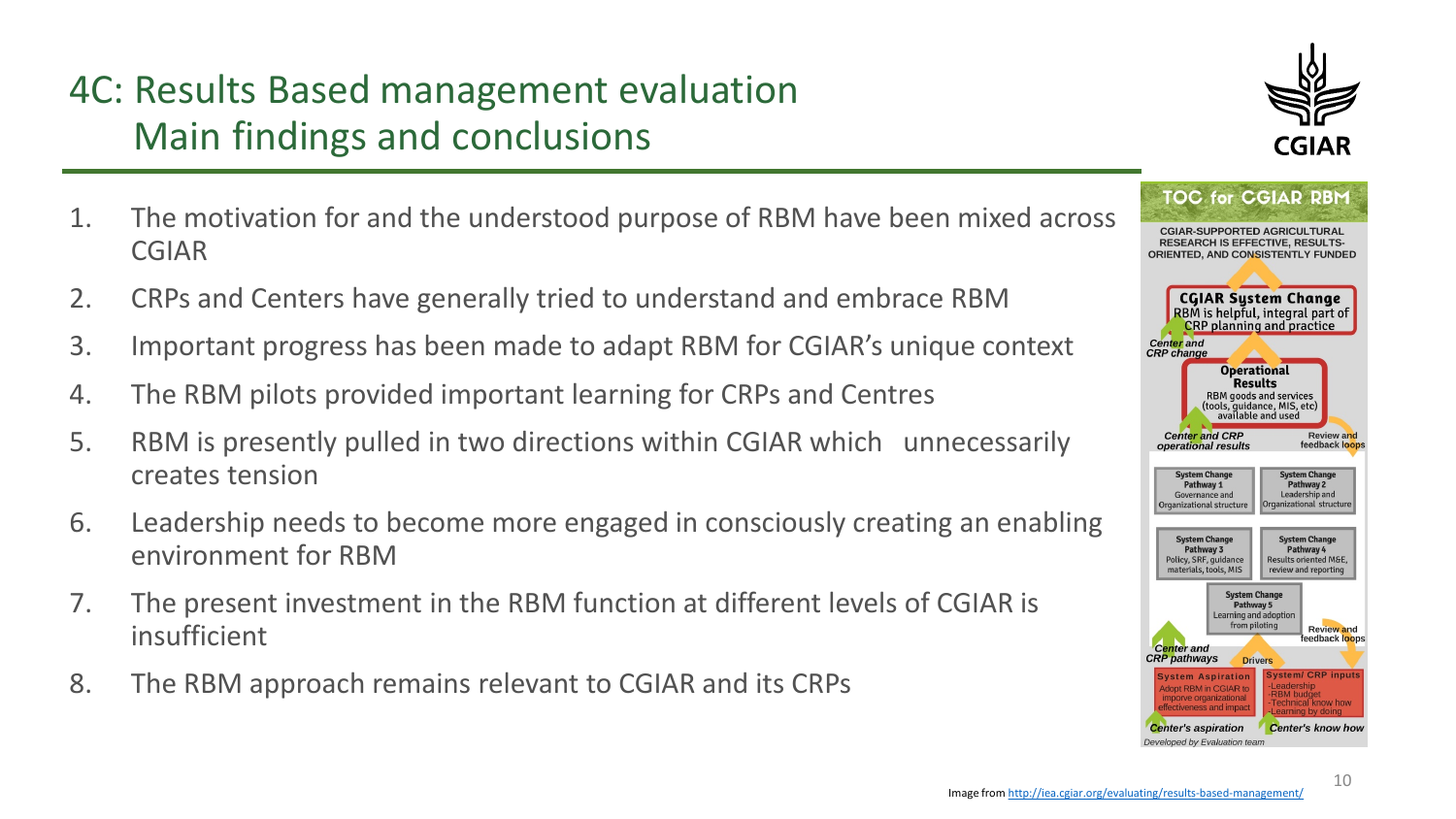# 4C: Results Based management evaluation
## Main findings and conclusions

1. The motivation for and the understood purpose of RBM have been mixed across CGIAR
2. CRPs and Centers have generally tried to understand and embrace RBM
3. Important progress has been made to adapt RBM for CGIAR's unique context
4. The RBM pilots provided important learning for CRPs and Centres
5. RBM is presently pulled in two directions within CGIAR which unnecessarily creates tension
6. Leadership needs to become more engaged in consciously creating an enabling environment for RBM
7. The present investment in the RBM function at different levels of CGIAR is insufficient
8. The RBM approach remains relevant to CGIAR and its CRPs

TOC for CGIAR RBM

CGIAR-SUPPORTED AGRICULTURAL RESEARCH IS EFFECTIVE, RESULTS-ORIENTED, AND CONSISTENTLY FUNDED

CGIAR System Change
RBM is helpful, integral part of CRP planning and practice

Center and CRP change

Operational Results
RBM goods and services (tools, guidance, MIS, etc) available and used

Center and CRP operational results

Review and feedback loops

System Change Pathway 1
Governance and Organizational structure

System Change Pathway 2
Leadership and Organizational structure

System Change Pathway 3
Policy, SRF, guidance materials, tools, MIS

System Change Pathway 4
Results oriented M&E, review and reporting

System Change Pathway 5
Learning and adoption from piloting

Review and feedback loops

Center and CRP pathways

Drivers

System Aspiration
Adopt RBM in CGIAR to impore organizational effectiveness and impact

System/ CRP inputs
-Leadership
-RBM budget
-Technical know how
-Learning by doing

Center's aspiration

Center's know how

Developed by Evaluation team

Image from http://iea.cgiar.org/evaluating/results-based-management/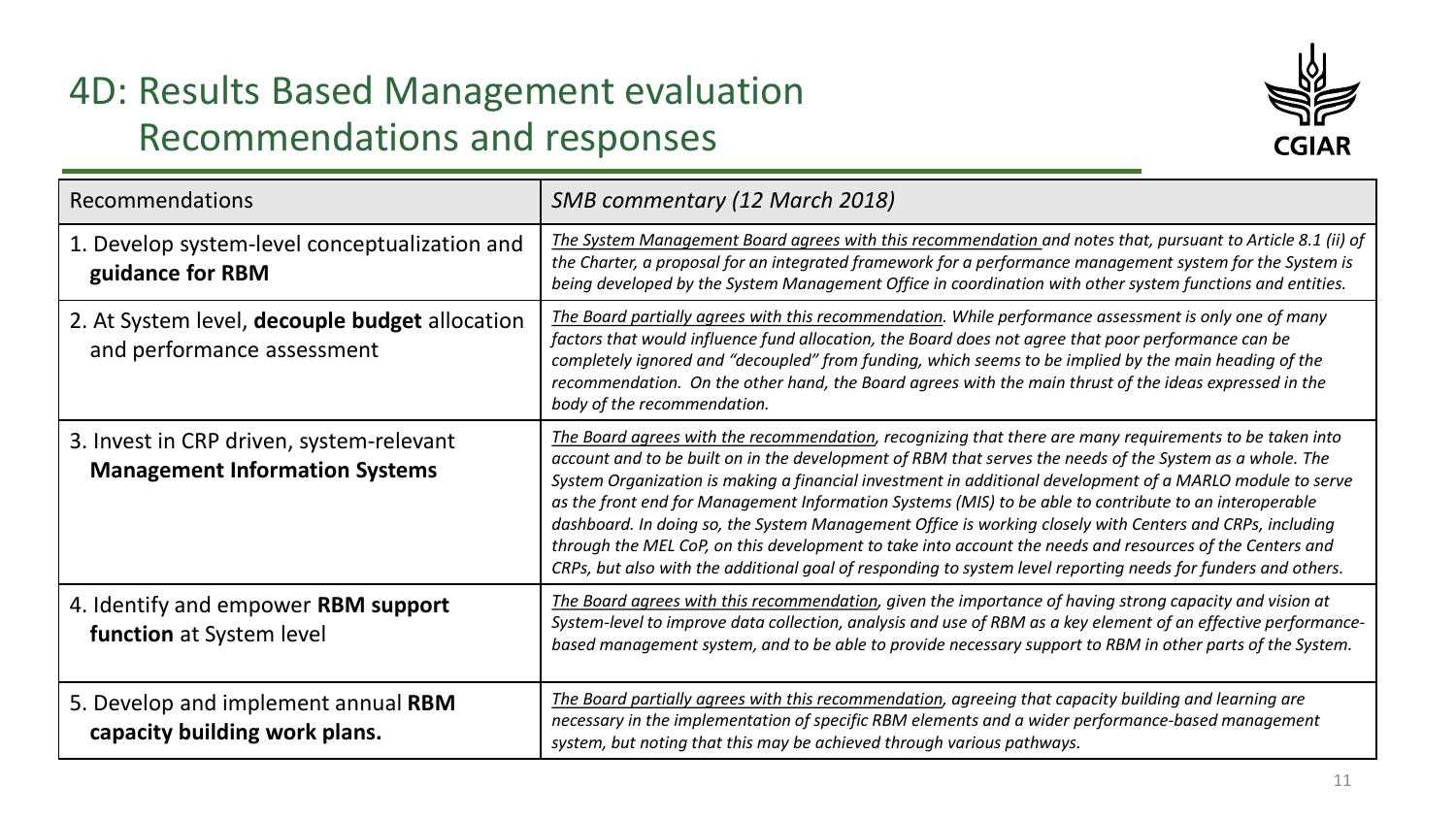# 4D: Results Based Management evaluation Recommendations and responses

| Recommendations | *SMB commentary (12 March 2018)* |
|---|---|
| 1. Develop system-level conceptualization and **guidance for RBM** | *The System Management Board agrees with this recommendation and notes that, pursuant to Article 8.1 (ii) of the Charter, a proposal for an integrated framework for a performance management system for the System is being developed by the System Management Office in coordination with other system functions and entities.* |
| 2. At System level, **decouple budget** allocation and performance assessment | *The Board partially agrees with this recommendation. While performance assessment is only one of many factors that would influence fund allocation, the Board does not agree that poor performance can be completely ignored and "decoupled" from funding, which seems to be implied by the main heading of the recommendation. On the other hand, the Board agrees with the main thrust of the ideas expressed in the body of the recommendation.* |
| 3. Invest in CRP driven, system-relevant **Management Information Systems** | *The Board agrees with the recommendation, recognizing that there are many requirements to be taken into account and to be built on in the development of RBM that serves the needs of the System as a whole. The System Organization is making a financial investment in additional development of a MARLO module to serve as the front end for Management Information Systems (MIS) to be able to contribute to an interoperable dashboard. In doing so, the System Management Office is working closely with Centers and CRPs, including through the MEL CoP, on this development to take into account the needs and resources of the Centers and CRPs, but also with the additional goal of responding to system level reporting needs for funders and others.* |
| 4. Identify and empower **RBM support function** at System level | *The Board agrees with this recommendation, given the importance of having strong capacity and vision at System-level to improve data collection, analysis and use of RBM as a key element of an effective performance-based management system, and to be able to provide necessary support to RBM in other parts of the System.* |
| 5. Develop and implement annual **RBM capacity building work plans.** | *The Board partially agrees with this recommendation, agreeing that capacity building and learning are necessary in the implementation of specific RBM elements and a wider performance-based management system, but noting that this may be achieved through various pathways.* |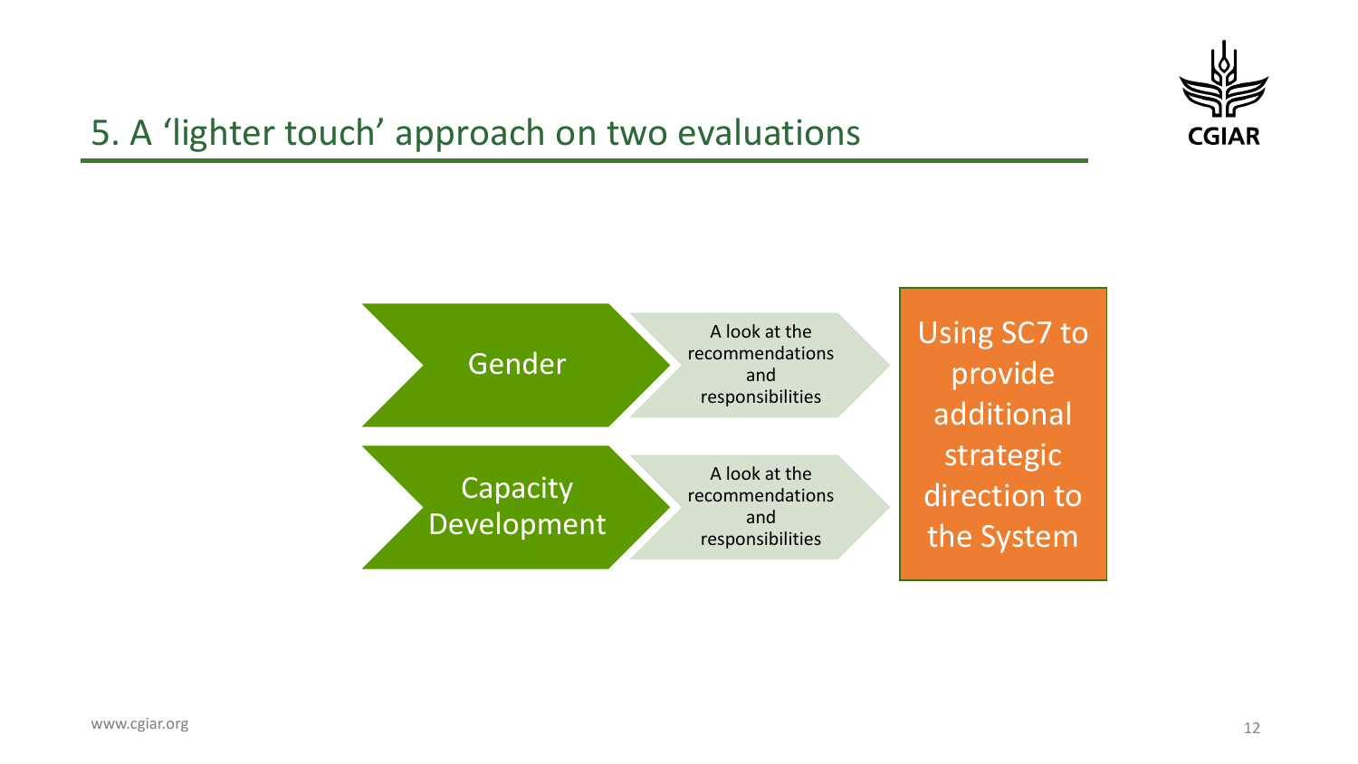# 5. A 'lighter touch' approach on two evaluations

Gender

A look at the recommendations and responsibilities

Capacity Development

A look at the recommendations and responsibilities

Using SC7 to provide additional strategic direction to the System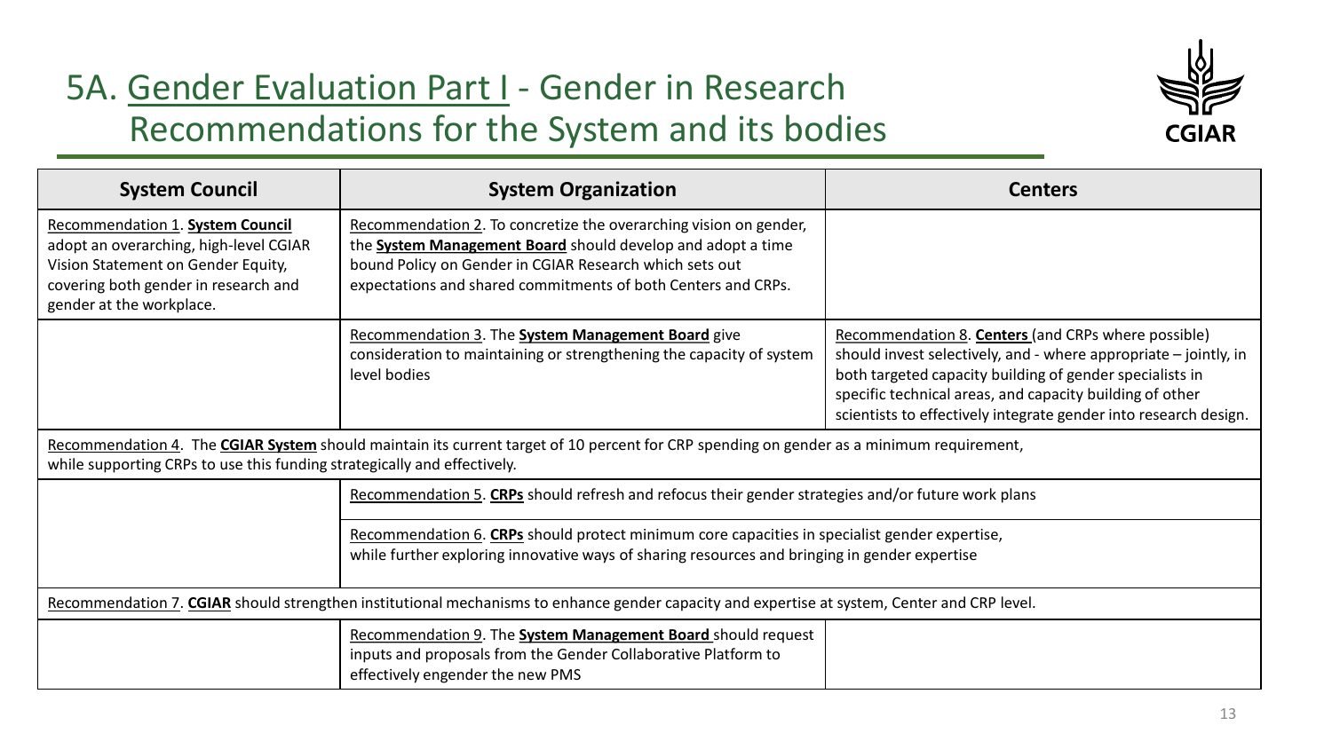# 5A. Gender Evaluation Part I - Gender in Research Recommendations for the System and its bodies

| System Council | System Organization | Centers |
|---|---|---|
| Recommendation 1. **System Council** adopt an overarching, high-level CGIAR Vision Statement on Gender Equity, covering both gender in research and gender at the workplace. | Recommendation 2. To concretize the overarching vision on gender, the **System Management Board** should develop and adopt a time bound Policy on Gender in CGIAR Research which sets out expectations and shared commitments of both Centers and CRPs. | |
| | Recommendation 3. The **System Management Board** give consideration to maintaining or strengthening the capacity of system level bodies | Recommendation 8. **Centers** (and CRPs where possible) should invest selectively, and - where appropriate – jointly, in both targeted capacity building of gender specialists in specific technical areas, and capacity building of other scientists to effectively integrate gender into research design. |
| Recommendation 4. The **CGIAR System** should maintain its current target of 10 percent for CRP spending on gender as a minimum requirement, while supporting CRPs to use this funding strategically and effectively. | | |
| | Recommendation 5. **CRPs** should refresh and refocus their gender strategies and/or future work plans | |
| | Recommendation 6. **CRPs** should protect minimum core capacities in specialist gender expertise, while further exploring innovative ways of sharing resources and bringing in gender expertise | |
| Recommendation 7. **CGIAR** should strengthen institutional mechanisms to enhance gender capacity and expertise at system, Center and CRP level. | | |
| | Recommendation 9. The **System Management Board** should request inputs and proposals from the Gender Collaborative Platform to effectively engender the new PMS | |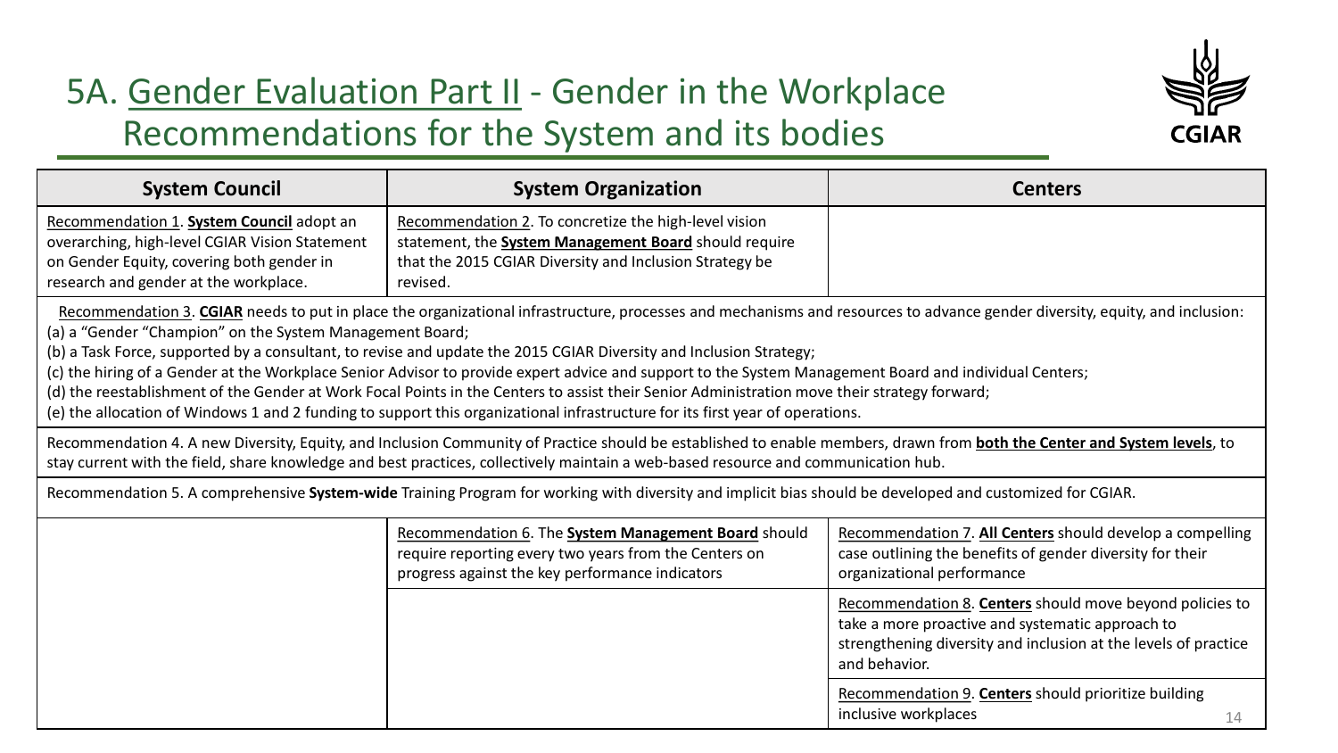# 5A. Gender Evaluation Part II - Gender in the Workplace Recommendations for the System and its bodies

| System Council | System Organization | Centers |
|---|---|---|
| Recommendation 1. **System Council** adopt an overarching, high-level CGIAR Vision Statement on Gender Equity, covering both gender in research and gender at the workplace. | Recommendation 2. To concretize the high-level vision statement, the **System Management Board** should require that the 2015 CGIAR Diversity and Inclusion Strategy be revised. | |
| Recommendation 3. **CGIAR** needs to put in place the organizational infrastructure, processes and mechanisms and resources to advance gender diversity, equity, and inclusion:<br>(a) a "Gender "Champion" on the System Management Board;<br>(b) a Task Force, supported by a consultant, to revise and update the 2015 CGIAR Diversity and Inclusion Strategy;<br>(c) the hiring of a Gender at the Workplace Senior Advisor to provide expert advice and support to the System Management Board and individual Centers;<br>(d) the reestablishment of the Gender at Work Focal Points in the Centers to assist their Senior Administration move their strategy forward;<br>(e) the allocation of Windows 1 and 2 funding to support this organizational infrastructure for its first year of operations. | | |
| Recommendation 4. A new Diversity, Equity, and Inclusion Community of Practice should be established to enable members, drawn from **both the Center and System levels**, to stay current with the field, share knowledge and best practices, collectively maintain a web-based resource and communication hub. | | |
| Recommendation 5. A comprehensive **System-wide** Training Program for working with diversity and implicit bias should be developed and customized for CGIAR. | | |
| | Recommendation 6. The **System Management Board** should require reporting every two years from the Centers on progress against the key performance indicators | Recommendation 7. **All Centers** should develop a compelling case outlining the benefits of gender diversity for their organizational performance |
| | | Recommendation 8. **Centers** should move beyond policies to take a more proactive and systematic approach to strengthening diversity and inclusion at the levels of practice and behavior. |
| | | Recommendation 9. **Centers** should prioritize building inclusive workplaces |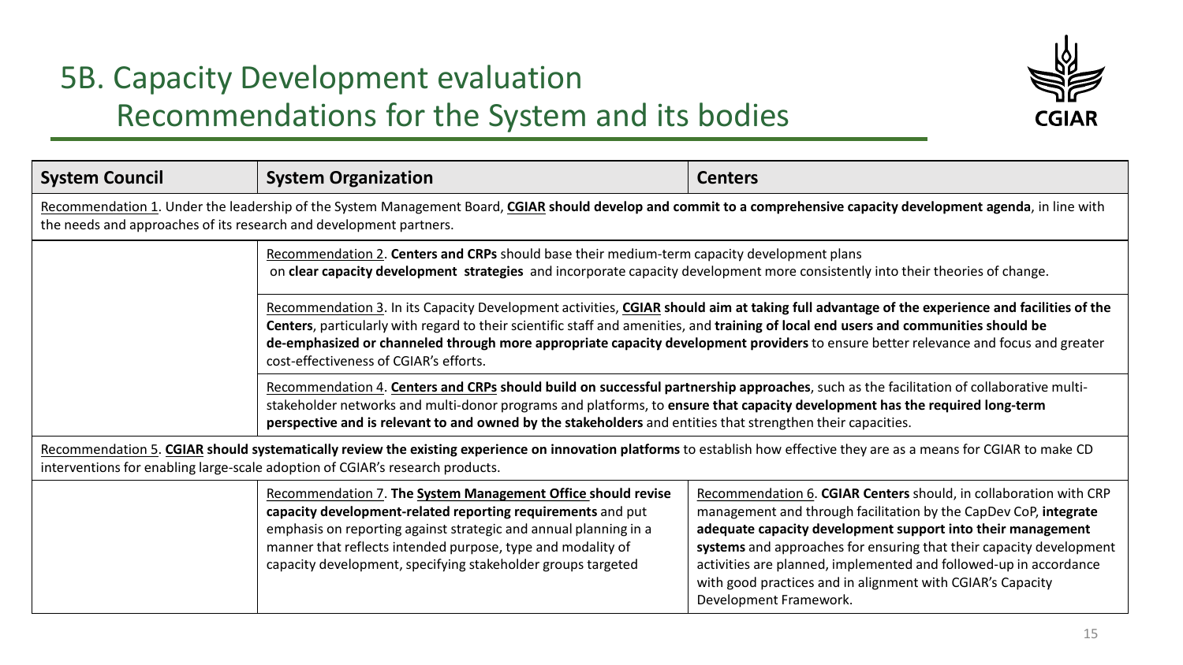# 5B. Capacity Development evaluation

## Recommendations for the System and its bodies

| System Council | System Organization | Centers |
|---|---|---|
| Recommendation 1. Under the leadership of the System Management Board, **CGIAR should develop and commit to a comprehensive capacity development agenda**, in line with the needs and approaches of its research and development partners. | | |
| | Recommendation 2. **Centers and CRPs** should base their medium-term capacity development plans on **clear capacity development strategies** and incorporate capacity development more consistently into their theories of change. | |
| | Recommendation 3. In its Capacity Development activities, **CGIAR should aim at taking full advantage of the experience and facilities of the Centers**, particularly with regard to their scientific staff and amenities, and **training of local end users and communities should be de-emphasized or channeled through more appropriate capacity development providers** to ensure better relevance and focus and greater cost-effectiveness of CGIAR's efforts. | |
| | Recommendation 4. **Centers and CRPs should build on successful partnership approaches**, such as the facilitation of collaborative multi-stakeholder networks and multi-donor programs and platforms, to **ensure that capacity development has the required long-term perspective and is relevant to and owned by the stakeholders** and entities that strengthen their capacities. | |
| Recommendation 5. **CGIAR should systematically review the existing experience on innovation platforms** to establish how effective they are as a means for CGIAR to make CD interventions for enabling large-scale adoption of CGIAR's research products. | | |
| | Recommendation 7. **The System Management Office should revise capacity development-related reporting requirements** and put emphasis on reporting against strategic and annual planning in a manner that reflects intended purpose, type and modality of capacity development, specifying stakeholder groups targeted | Recommendation 6. **CGIAR Centers** should, in collaboration with CRP management and through facilitation by the CapDev CoP, **integrate adequate capacity development support into their management systems** and approaches for ensuring that their capacity development activities are planned, implemented and followed-up in accordance with good practices and in alignment with CGIAR's Capacity Development Framework. |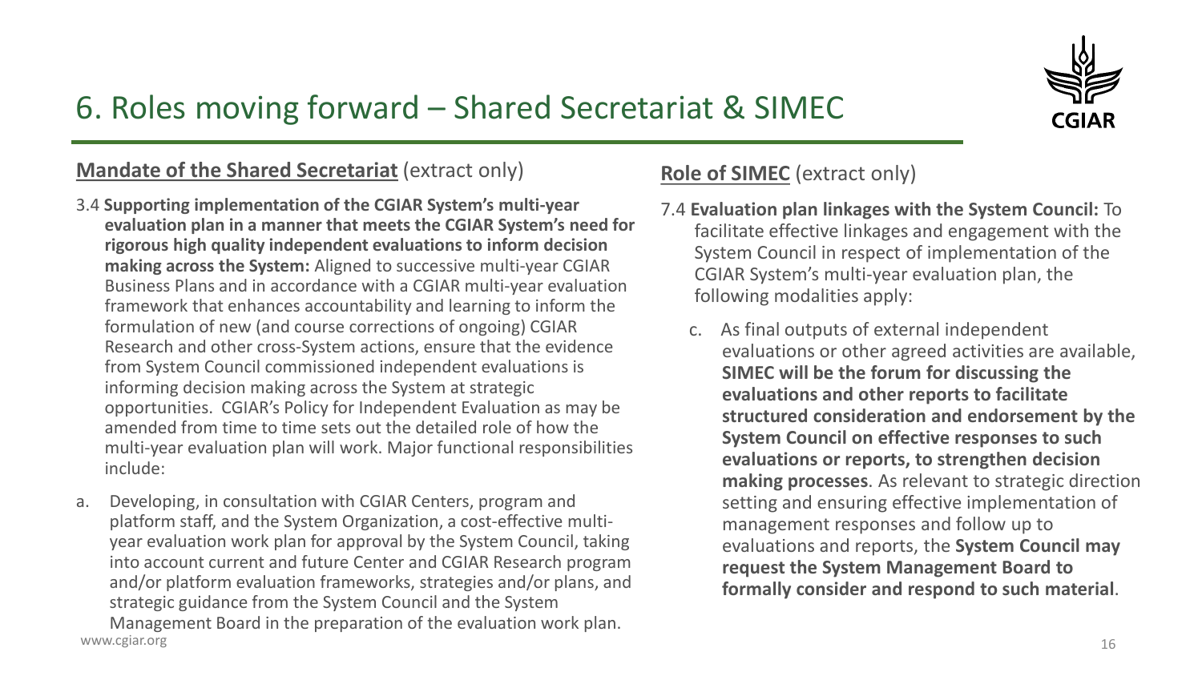# 6. Roles moving forward – Shared Secretariat & SIMEC

## Mandate of the Shared Secretariat (extract only)

3.4 **Supporting implementation of the CGIAR System's multi-year evaluation plan in a manner that meets the CGIAR System's need for rigorous high quality independent evaluations to inform decision making across the System:** Aligned to successive multi-year CGIAR Business Plans and in accordance with a CGIAR multi-year evaluation framework that enhances accountability and learning to inform the formulation of new (and course corrections of ongoing) CGIAR Research and other cross-System actions, ensure that the evidence from System Council commissioned independent evaluations is informing decision making across the System at strategic opportunities. CGIAR's Policy for Independent Evaluation as may be amended from time to time sets out the detailed role of how the multi-year evaluation plan will work. Major functional responsibilities include:

a. Developing, in consultation with CGIAR Centers, program and platform staff, and the System Organization, a cost-effective multi-year evaluation work plan for approval by the System Council, taking into account current and future Center and CGIAR Research program and/or platform evaluation frameworks, strategies and/or plans, and strategic guidance from the System Council and the System Management Board in the preparation of the evaluation work plan.

## Role of SIMEC (extract only)

7.4 **Evaluation plan linkages with the System Council:** To facilitate effective linkages and engagement with the System Council in respect of implementation of the CGIAR System's multi-year evaluation plan, the following modalities apply:

c. As final outputs of external independent evaluations or other agreed activities are available, **SIMEC will be the forum for discussing the evaluations and other reports to facilitate structured consideration and endorsement by the System Council on effective responses to such evaluations or reports, to strengthen decision making processes**. As relevant to strategic direction setting and ensuring effective implementation of management responses and follow up to evaluations and reports, the **System Council may request the System Management Board to formally consider and respond to such material**.

www.cgiar.org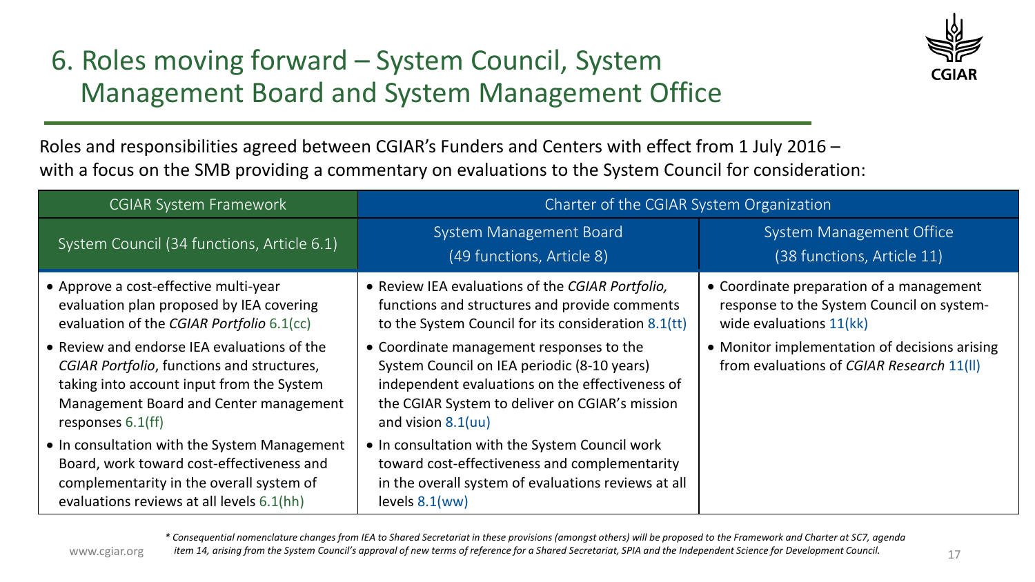# 6. Roles moving forward – System Council, System Management Board and System Management Office

Roles and responsibilities agreed between CGIAR's Funders and Centers with effect from 1 July 2016 – with a focus on the SMB providing a commentary on evaluations to the System Council for consideration:

| CGIAR System Framework | Charter of the CGIAR System Organization | |
|---|---|---|
| System Council (34 functions, Article 6.1) | System Management Board (49 functions, Article 8) | System Management Office (38 functions, Article 11) |
| • Approve a cost-effective multi-year evaluation plan proposed by IEA covering evaluation of the *CGIAR Portfolio* 6.1(cc)<br>• Review and endorse IEA evaluations of the *CGIAR Portfolio*, functions and structures, taking into account input from the System Management Board and Center management responses 6.1(ff)<br>• In consultation with the System Management Board, work toward cost-effectiveness and complementarity in the overall system of evaluations reviews at all levels 6.1(hh) | • Review IEA evaluations of the *CGIAR Portfolio,* functions and structures and provide comments to the System Council for its consideration 8.1(tt)<br>• Coordinate management responses to the System Council on IEA periodic (8-10 years) independent evaluations on the effectiveness of the CGIAR System to deliver on CGIAR's mission and vision 8.1(uu)<br>• In consultation with the System Council work toward cost-effectiveness and complementarity in the overall system of evaluations reviews at all levels 8.1(ww) | • Coordinate preparation of a management response to the System Council on system-wide evaluations 11(kk)<br>• Monitor implementation of decisions arising from evaluations of *CGIAR Research* 11(ll) |

*\* Consequential nomenclature changes from IEA to Shared Secretariat in these provisions (amongst others) will be proposed to the Framework and Charter at SC7, agenda item 14, arising from the System Council's approval of new terms of reference for a Shared Secretariat, SPIA and the Independent Science for Development Council.*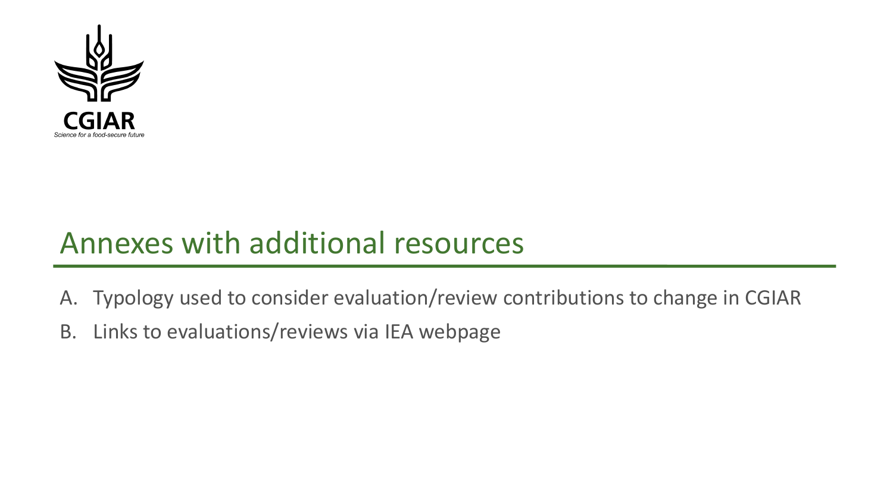CGIAR

Science for a food-secure future

# Annexes with additional resources

A. Typology used to consider evaluation/review contributions to change in CGIAR

B. Links to evaluations/reviews via IEA webpage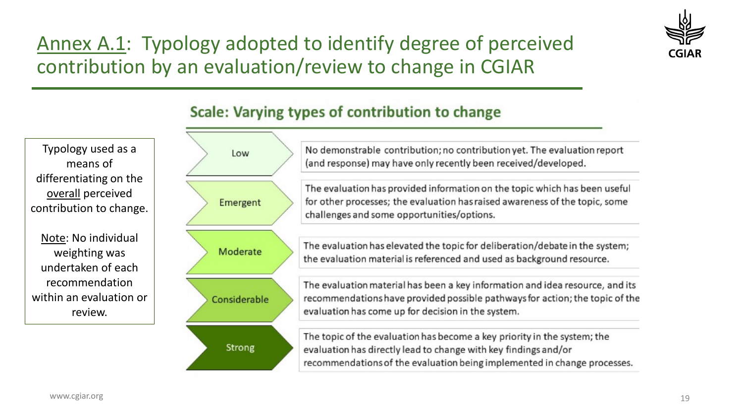# Annex A.1: Typology adopted to identify degree of perceived contribution by an evaluation/review to change in CGIAR

Typology used as a means of differentiating on the overall perceived contribution to change.

Note: No individual weighting was undertaken of each recommendation within an evaluation or review.

## Scale: Varying types of contribution to change

| | |
|---|---|
| Low | No demonstrable contribution; no contribution yet. The evaluation report (and response) may have only recently been received/developed. |
| Emergent | The evaluation has provided information on the topic which has been useful for other processes; the evaluation has raised awareness of the topic, some challenges and some opportunities/options. |
| Moderate | The evaluation has elevated the topic for deliberation/debate in the system; the evaluation material is referenced and used as background resource. |
| Considerable | The evaluation material has been a key information and idea resource, and its recommendations have provided possible pathways for action; the topic of the evaluation has come up for decision in the system. |
| Strong | The topic of the evaluation has become a key priority in the system; the evaluation has directly lead to change with key findings and/or recommendations of the evaluation being implemented in change processes. |

www.cgiar.org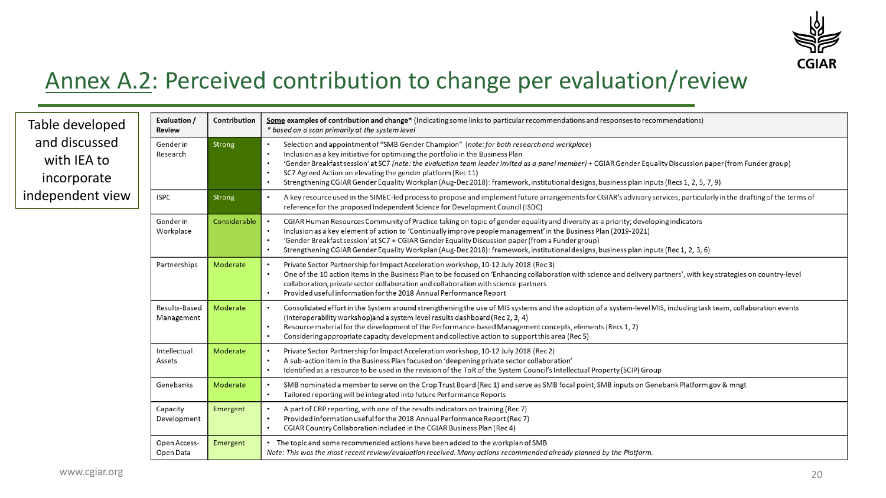# Annex A.2: Perceived contribution to change per evaluation/review

Table developed and discussed with IEA to incorporate independent view

| Evaluation / Review | Contribution | **Some examples of contribution and change*** (Indicating some links to particular recommendations and responses to recommendations)<br>*\* based on a scan primarily at the system level* |
|---|---|---|
| Gender in Research | Strong | • Selection and appointment of "SMB Gender Champion" (*note: for both research and workplace*)<br>• Inclusion as a key initiative for optimizing the portfolio in the Business Plan<br>• 'Gender Breakfast session' at SC7 (*note: the evaluation team leader invited as a panel member*) + CGIAR Gender Equality Discussion paper (from Funder group)<br>• SC7 Agreed Action on elevating the gender platform (Rec 11)<br>• Strengthening CGIAR Gender Equality Workplan (Aug-Dec 2018): framework, institutional designs, business plan inputs (Recs 1, 2, 5, 7, 9) |
| ISPC | Strong | • A key resource used in the SIMEC-led process to propose and implement future arrangements for CGIAR's advisory services, particularly in the drafting of the terms of reference for the proposed Independent Science for Development Council (ISDC) |
| Gender in Workplace | Considerable | • CGIAR Human Resources Community of Practice taking on topic of gender equality and diversity as a priority; developing indicators<br>• Inclusion as a key element of action to 'Continually improve people management' in the Business Plan (2019-2021)<br>• 'Gender Breakfast session' at SC7 + CGIAR Gender Equality Discussion paper (from a Funder group)<br>• Strengthening CGIAR Gender Equality Workplan (Aug-Dec 2018): framework, institutional designs, business plan inputs (Rec 1, 2, 3, 6) |
| Partnerships | Moderate | • Private Sector Partnership for Impact Acceleration workshop, 10-12 July 2018 (Rec 3)<br>• One of the 10 action items in the Business Plan to be focused on 'Enhancing collaboration with science and delivery partners', with key strategies on country-level collaboration, private sector collaboration and collaboration with science partners<br>• Provided useful information for the 2018 Annual Performance Report |
| Results-Based Management | Moderate | • Consolidated effort in the System around strengthening the use of MIS systems and the adoption of a system-level MIS, including task team, collaboration events (Interoperability workshop)and a system level results dashboard (Rec 2, 3, 4)<br>• Resource material for the development of the Performance-based Management concepts, elements (Recs 1, 2)<br>• Considering appropriate capacity development and collective action to support this area (Rec 5) |
| Intellectual Assets | Moderate | • Private Sector Partnership for Impact Acceleration workshop, 10-12 July 2018 (Rec 2)<br>• A sub-action item in the Business Plan focused on 'deepening private sector collaboration'<br>• Identified as a resource to be used in the revision of the ToR of the System Council's Intellectual Property (SCIP) Group |
| Genebanks | Moderate | • SMB nominated a member to serve on the Crop Trust Board (Rec 1) and serve as SMB focal point; SMB inputs on Genebank Platform gov & mngt<br>• Tailored reporting will be integrated into future Performance Reports |
| Capacity Development | Emergent | • A part of CRP reporting, with one of the results indicators on training (Rec 7)<br>• Provided information useful for the 2018 Annual Performance Report (Rec 7)<br>• CGIAR Country Collaboration included in the CGIAR Business Plan (Rec 4) |
| Open Access-Open Data | Emergent | • The topic and some recommended actions have been added to the workplan of SMB<br>*Note: This was the most recent review/evaluation received. Many actions recommended already planned by the Platform.* |

www.cgiar.org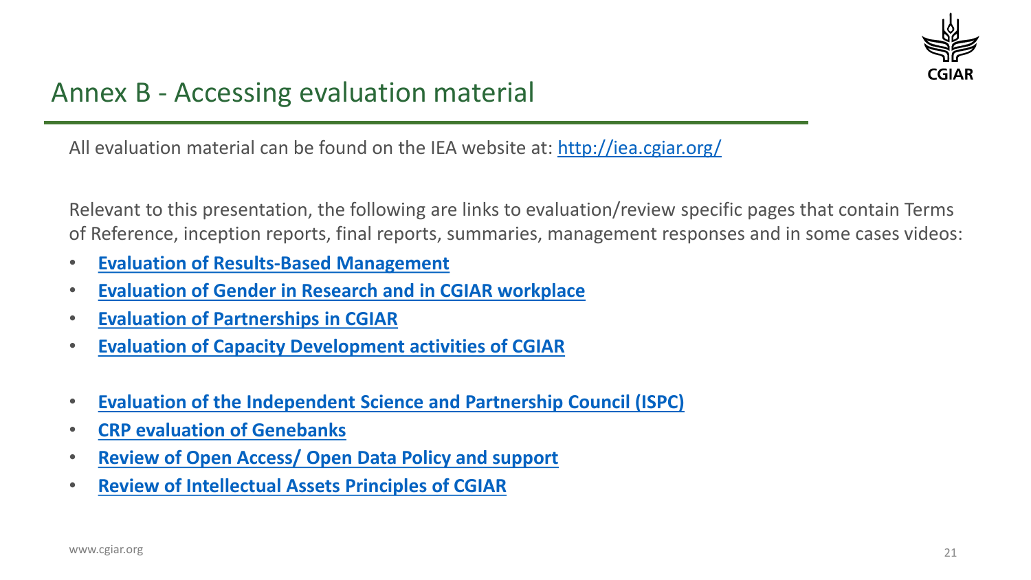# Annex B - Accessing evaluation material

All evaluation material can be found on the IEA website at: http://iea.cgiar.org/

Relevant to this presentation, the following are links to evaluation/review specific pages that contain Terms of Reference, inception reports, final reports, summaries, management responses and in some cases videos:

- **Evaluation of Results-Based Management**
- **Evaluation of Gender in Research and in CGIAR workplace**
- **Evaluation of Partnerships in CGIAR**
- **Evaluation of Capacity Development activities of CGIAR**

- **Evaluation of the Independent Science and Partnership Council (ISPC)**
- **CRP evaluation of Genebanks**
- **Review of Open Access/ Open Data Policy and support**
- **Review of Intellectual Assets Principles of CGIAR**